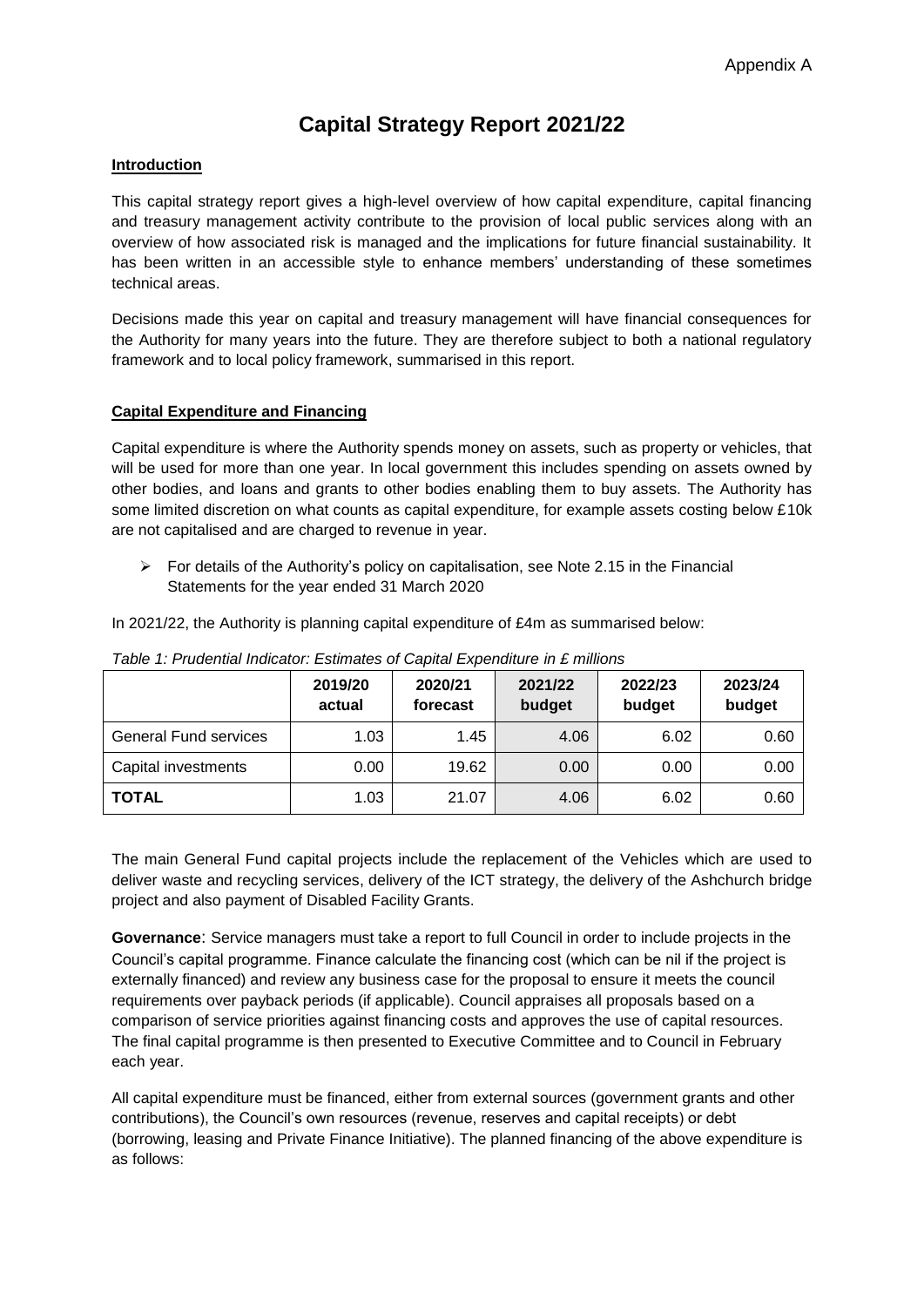Appendix A

# Capital Strategy Report 2021/22

## Introduction

This capital strategy report gives a high-level overview of how capital expenditure, capital financing and treasury management activity contribute to the provision of local public services along with an overview of how associated risk is managed and the implications for future financial sustainability. It has been written in an accessible style to enhance members' understanding of these sometimes technical areas.

Decisions made this year on capital and treasury management will have financial consequences for the Authority for many years into the future. They are therefore subject to both a national regulatory framework and to local policy framework, summarised in this report.

## Capital Expenditure and Financing

Capital expenditure is where the Authority spends money on assets, such as property or vehicles, that will be used for more than one year. In local government this includes spending on assets owned by other bodies, and loans and grants to other bodies enabling them to buy assets. The Authority has some limited discretion on what counts as capital expenditure, for example assets costing below £10k are not capitalised and are charged to revenue in year.

- For details of the Authority's policy on capitalisation, see Note 2.15 in the Financial Statements for the year ended 31 March 2020

In 2021/22, the Authority is planning capital expenditure of £4m as summarised below:

*Table 1: Prudential Indicator: Estimates of Capital Expenditure in £ millions*

| | 2019/20 actual | 2020/21 forecast | 2021/22 budget | 2022/23 budget | 2023/24 budget |
|---|---|---|---|---|---|
| General Fund services | 1.03 | 1.45 | 4.06 | 6.02 | 0.60 |
| Capital investments | 0.00 | 19.62 | 0.00 | 0.00 | 0.00 |
| **TOTAL** | 1.03 | 21.07 | 4.06 | 6.02 | 0.60 |

The main General Fund capital projects include the replacement of the Vehicles which are used to deliver waste and recycling services, delivery of the ICT strategy, the delivery of the Ashchurch bridge project and also payment of Disabled Facility Grants.

**Governance**: Service managers must take a report to full Council in order to include projects in the Council's capital programme. Finance calculate the financing cost (which can be nil if the project is externally financed) and review any business case for the proposal to ensure it meets the council requirements over payback periods (if applicable). Council appraises all proposals based on a comparison of service priorities against financing costs and approves the use of capital resources. The final capital programme is then presented to Executive Committee and to Council in February each year.

All capital expenditure must be financed, either from external sources (government grants and other contributions), the Council's own resources (revenue, reserves and capital receipts) or debt (borrowing, leasing and Private Finance Initiative). The planned financing of the above expenditure is as follows: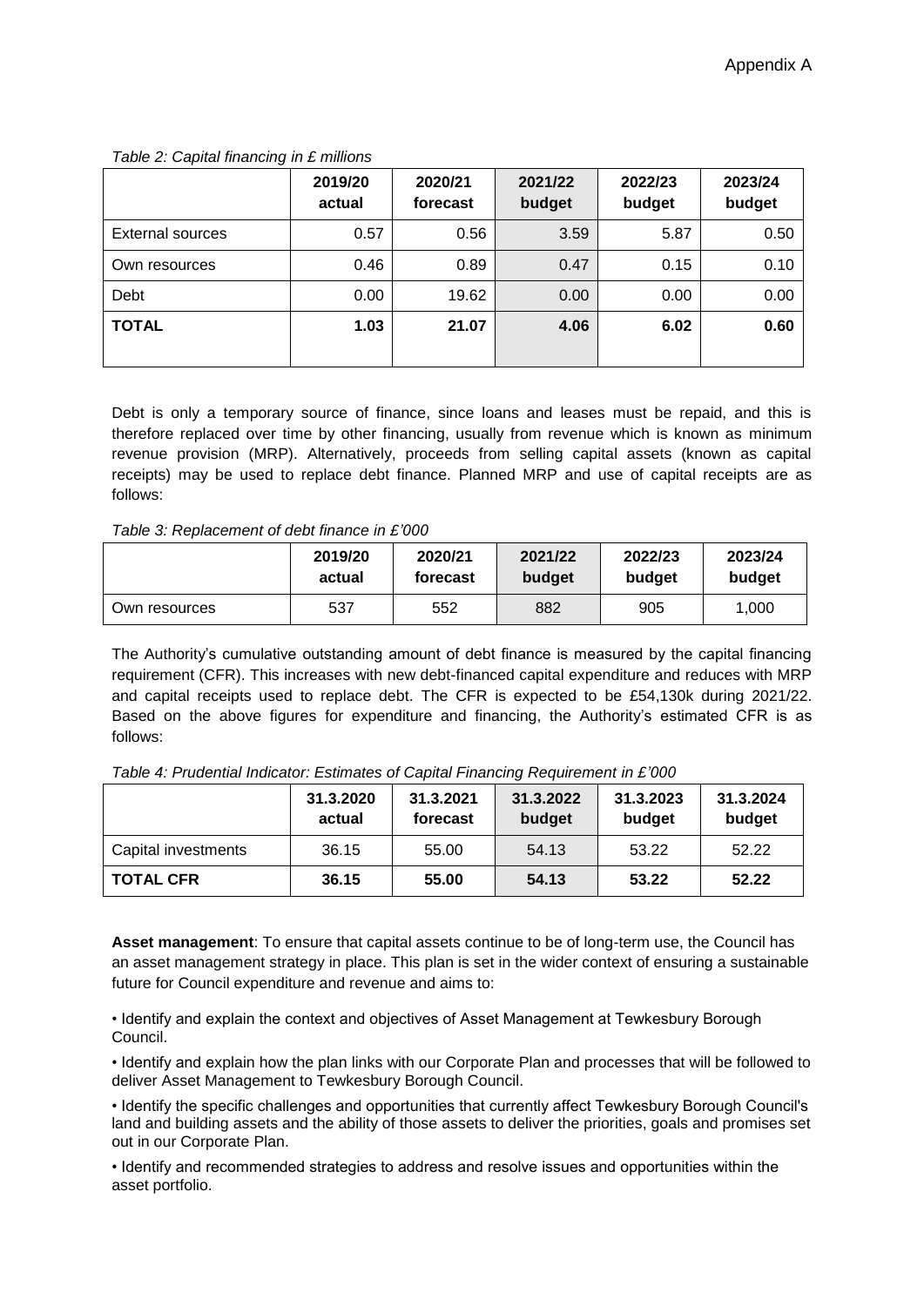*Table 2: Capital financing in £ millions*

| | 2019/20 actual | 2020/21 forecast | 2021/22 budget | 2022/23 budget | 2023/24 budget |
|---|---|---|---|---|---|
| External sources | 0.57 | 0.56 | 3.59 | 5.87 | 0.50 |
| Own resources | 0.46 | 0.89 | 0.47 | 0.15 | 0.10 |
| Debt | 0.00 | 19.62 | 0.00 | 0.00 | 0.00 |
| **TOTAL** | **1.03** | **21.07** | **4.06** | **6.02** | **0.60** |

Debt is only a temporary source of finance, since loans and leases must be repaid, and this is therefore replaced over time by other financing, usually from revenue which is known as minimum revenue provision (MRP). Alternatively, proceeds from selling capital assets (known as capital receipts) may be used to replace debt finance. Planned MRP and use of capital receipts are as follows:

*Table 3: Replacement of debt finance in £'000*

| | 2019/20 actual | 2020/21 forecast | 2021/22 budget | 2022/23 budget | 2023/24 budget |
|---|---|---|---|---|---|
| Own resources | 537 | 552 | 882 | 905 | 1,000 |

The Authority's cumulative outstanding amount of debt finance is measured by the capital financing requirement (CFR). This increases with new debt-financed capital expenditure and reduces with MRP and capital receipts used to replace debt. The CFR is expected to be £54,130k during 2021/22. Based on the above figures for expenditure and financing, the Authority's estimated CFR is as follows:

*Table 4: Prudential Indicator: Estimates of Capital Financing Requirement in £'000*

| | 31.3.2020 actual | 31.3.2021 forecast | 31.3.2022 budget | 31.3.2023 budget | 31.3.2024 budget |
|---|---|---|---|---|---|
| Capital investments | 36.15 | 55.00 | 54.13 | 53.22 | 52.22 |
| **TOTAL CFR** | **36.15** | **55.00** | **54.13** | **53.22** | **52.22** |

**Asset management**: To ensure that capital assets continue to be of long-term use, the Council has an asset management strategy in place. This plan is set in the wider context of ensuring a sustainable future for Council expenditure and revenue and aims to:

- Identify and explain the context and objectives of Asset Management at Tewkesbury Borough Council.
- Identify and explain how the plan links with our Corporate Plan and processes that will be followed to deliver Asset Management to Tewkesbury Borough Council.
- Identify the specific challenges and opportunities that currently affect Tewkesbury Borough Council's land and building assets and the ability of those assets to deliver the priorities, goals and promises set out in our Corporate Plan.
- Identify and recommended strategies to address and resolve issues and opportunities within the asset portfolio.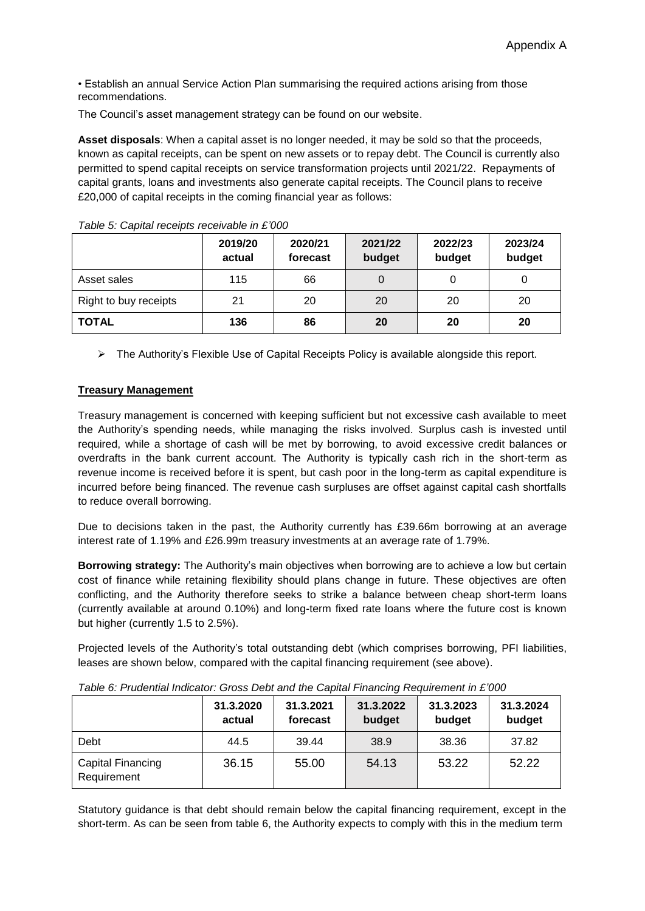• Establish an annual Service Action Plan summarising the required actions arising from those recommendations.

The Council's asset management strategy can be found on our website.

**Asset disposals**: When a capital asset is no longer needed, it may be sold so that the proceeds, known as capital receipts, can be spent on new assets or to repay debt. The Council is currently also permitted to spend capital receipts on service transformation projects until 2021/22. Repayments of capital grants, loans and investments also generate capital receipts. The Council plans to receive £20,000 of capital receipts in the coming financial year as follows:

*Table 5: Capital receipts receivable in £'000*

| | 2019/20 actual | 2020/21 forecast | 2021/22 budget | 2022/23 budget | 2023/24 budget |
|---|---|---|---|---|---|
| Asset sales | 115 | 66 | 0 | 0 | 0 |
| Right to buy receipts | 21 | 20 | 20 | 20 | 20 |
| **TOTAL** | **136** | **86** | **20** | **20** | **20** |

➢ The Authority's Flexible Use of Capital Receipts Policy is available alongside this report.

**Treasury Management**

Treasury management is concerned with keeping sufficient but not excessive cash available to meet the Authority's spending needs, while managing the risks involved. Surplus cash is invested until required, while a shortage of cash will be met by borrowing, to avoid excessive credit balances or overdrafts in the bank current account. The Authority is typically cash rich in the short-term as revenue income is received before it is spent, but cash poor in the long-term as capital expenditure is incurred before being financed. The revenue cash surpluses are offset against capital cash shortfalls to reduce overall borrowing.

Due to decisions taken in the past, the Authority currently has £39.66m borrowing at an average interest rate of 1.19% and £26.99m treasury investments at an average rate of 1.79%.

**Borrowing strategy:** The Authority's main objectives when borrowing are to achieve a low but certain cost of finance while retaining flexibility should plans change in future. These objectives are often conflicting, and the Authority therefore seeks to strike a balance between cheap short-term loans (currently available at around 0.10%) and long-term fixed rate loans where the future cost is known but higher (currently 1.5 to 2.5%).

Projected levels of the Authority's total outstanding debt (which comprises borrowing, PFI liabilities, leases are shown below, compared with the capital financing requirement (see above).

*Table 6: Prudential Indicator: Gross Debt and the Capital Financing Requirement in £'000*

| | 31.3.2020 actual | 31.3.2021 forecast | 31.3.2022 budget | 31.3.2023 budget | 31.3.2024 budget |
|---|---|---|---|---|---|
| Debt | 44.5 | 39.44 | 38.9 | 38.36 | 37.82 |
| Capital Financing Requirement | 36.15 | 55.00 | 54.13 | 53.22 | 52.22 |

Statutory guidance is that debt should remain below the capital financing requirement, except in the short-term. As can be seen from table 6, the Authority expects to comply with this in the medium term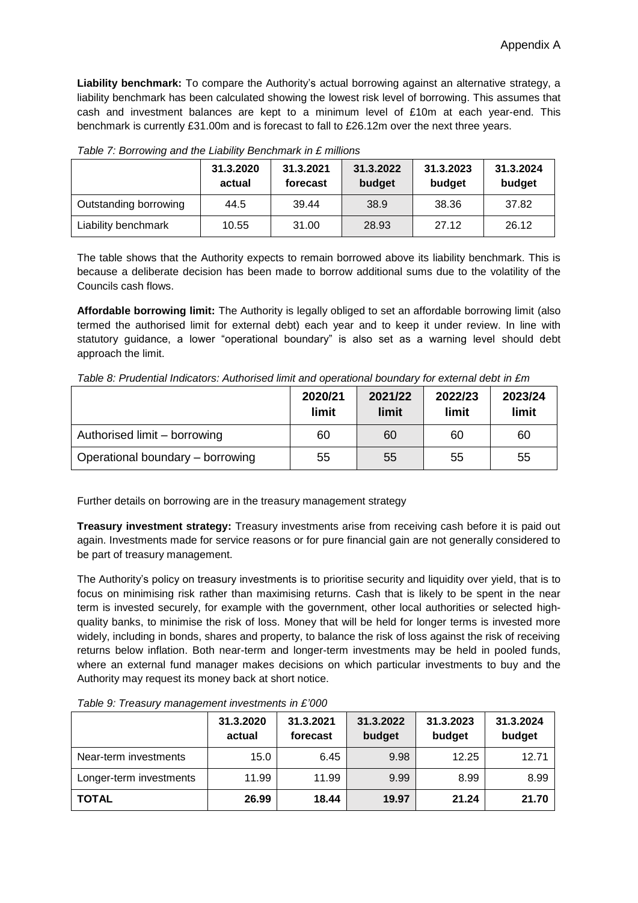**Liability benchmark:** To compare the Authority's actual borrowing against an alternative strategy, a liability benchmark has been calculated showing the lowest risk level of borrowing. This assumes that cash and investment balances are kept to a minimum level of £10m at each year-end. This benchmark is currently £31.00m and is forecast to fall to £26.12m over the next three years.

*Table 7: Borrowing and the Liability Benchmark in £ millions*

| | 31.3.2020 actual | 31.3.2021 forecast | 31.3.2022 budget | 31.3.2023 budget | 31.3.2024 budget |
|---|---|---|---|---|---|
| Outstanding borrowing | 44.5 | 39.44 | 38.9 | 38.36 | 37.82 |
| Liability benchmark | 10.55 | 31.00 | 28.93 | 27.12 | 26.12 |

The table shows that the Authority expects to remain borrowed above its liability benchmark. This is because a deliberate decision has been made to borrow additional sums due to the volatility of the Councils cash flows.

**Affordable borrowing limit:** The Authority is legally obliged to set an affordable borrowing limit (also termed the authorised limit for external debt) each year and to keep it under review. In line with statutory guidance, a lower "operational boundary" is also set as a warning level should debt approach the limit.

*Table 8: Prudential Indicators: Authorised limit and operational boundary for external debt in £m*

| | 2020/21 limit | 2021/22 limit | 2022/23 limit | 2023/24 limit |
|---|---|---|---|---|
| Authorised limit – borrowing | 60 | 60 | 60 | 60 |
| Operational boundary – borrowing | 55 | 55 | 55 | 55 |

Further details on borrowing are in the treasury management strategy

**Treasury investment strategy:** Treasury investments arise from receiving cash before it is paid out again. Investments made for service reasons or for pure financial gain are not generally considered to be part of treasury management.

The Authority's policy on treasury investments is to prioritise security and liquidity over yield, that is to focus on minimising risk rather than maximising returns. Cash that is likely to be spent in the near term is invested securely, for example with the government, other local authorities or selected high-quality banks, to minimise the risk of loss. Money that will be held for longer terms is invested more widely, including in bonds, shares and property, to balance the risk of loss against the risk of receiving returns below inflation. Both near-term and longer-term investments may be held in pooled funds, where an external fund manager makes decisions on which particular investments to buy and the Authority may request its money back at short notice.

*Table 9: Treasury management investments in £'000*

| | 31.3.2020 actual | 31.3.2021 forecast | 31.3.2022 budget | 31.3.2023 budget | 31.3.2024 budget |
|---|---|---|---|---|---|
| Near-term investments | 15.0 | 6.45 | 9.98 | 12.25 | 12.71 |
| Longer-term investments | 11.99 | 11.99 | 9.99 | 8.99 | 8.99 |
| **TOTAL** | **26.99** | **18.44** | **19.97** | **21.24** | **21.70** |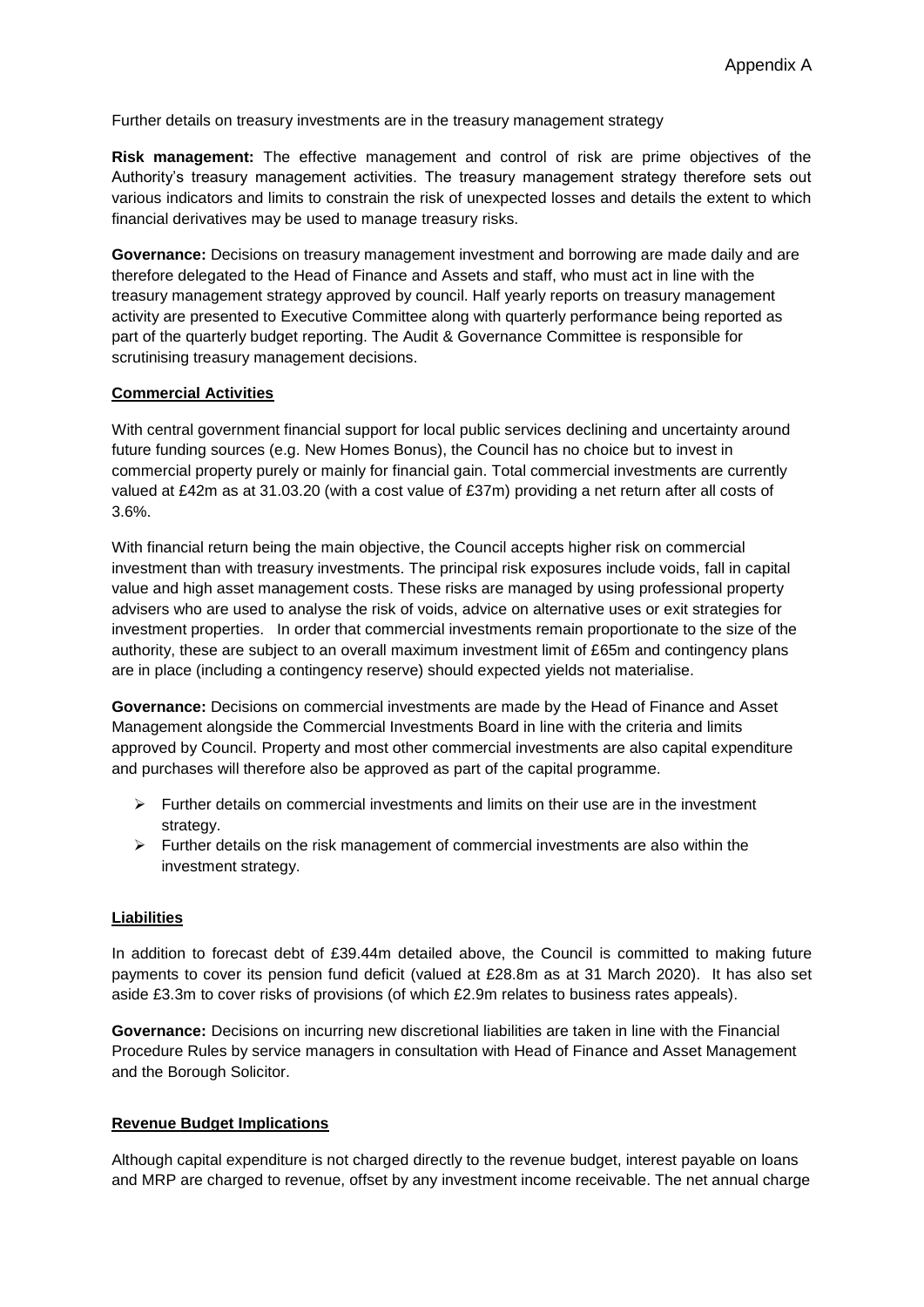Further details on treasury investments are in the treasury management strategy

**Risk management:** The effective management and control of risk are prime objectives of the Authority's treasury management activities. The treasury management strategy therefore sets out various indicators and limits to constrain the risk of unexpected losses and details the extent to which financial derivatives may be used to manage treasury risks.

**Governance:** Decisions on treasury management investment and borrowing are made daily and are therefore delegated to the Head of Finance and Assets and staff, who must act in line with the treasury management strategy approved by council. Half yearly reports on treasury management activity are presented to Executive Committee along with quarterly performance being reported as part of the quarterly budget reporting. The Audit & Governance Committee is responsible for scrutinising treasury management decisions.

## Commercial Activities

With central government financial support for local public services declining and uncertainty around future funding sources (e.g. New Homes Bonus), the Council has no choice but to invest in commercial property purely or mainly for financial gain. Total commercial investments are currently valued at £42m as at 31.03.20 (with a cost value of £37m) providing a net return after all costs of 3.6%.

With financial return being the main objective, the Council accepts higher risk on commercial investment than with treasury investments. The principal risk exposures include voids, fall in capital value and high asset management costs. These risks are managed by using professional property advisers who are used to analyse the risk of voids, advice on alternative uses or exit strategies for investment properties. In order that commercial investments remain proportionate to the size of the authority, these are subject to an overall maximum investment limit of £65m and contingency plans are in place (including a contingency reserve) should expected yields not materialise.

**Governance:** Decisions on commercial investments are made by the Head of Finance and Asset Management alongside the Commercial Investments Board in line with the criteria and limits approved by Council. Property and most other commercial investments are also capital expenditure and purchases will therefore also be approved as part of the capital programme.

- Further details on commercial investments and limits on their use are in the investment strategy.
- Further details on the risk management of commercial investments are also within the investment strategy.

## Liabilities

In addition to forecast debt of £39.44m detailed above, the Council is committed to making future payments to cover its pension fund deficit (valued at £28.8m as at 31 March 2020). It has also set aside £3.3m to cover risks of provisions (of which £2.9m relates to business rates appeals).

**Governance:** Decisions on incurring new discretional liabilities are taken in line with the Financial Procedure Rules by service managers in consultation with Head of Finance and Asset Management and the Borough Solicitor.

## Revenue Budget Implications

Although capital expenditure is not charged directly to the revenue budget, interest payable on loans and MRP are charged to revenue, offset by any investment income receivable. The net annual charge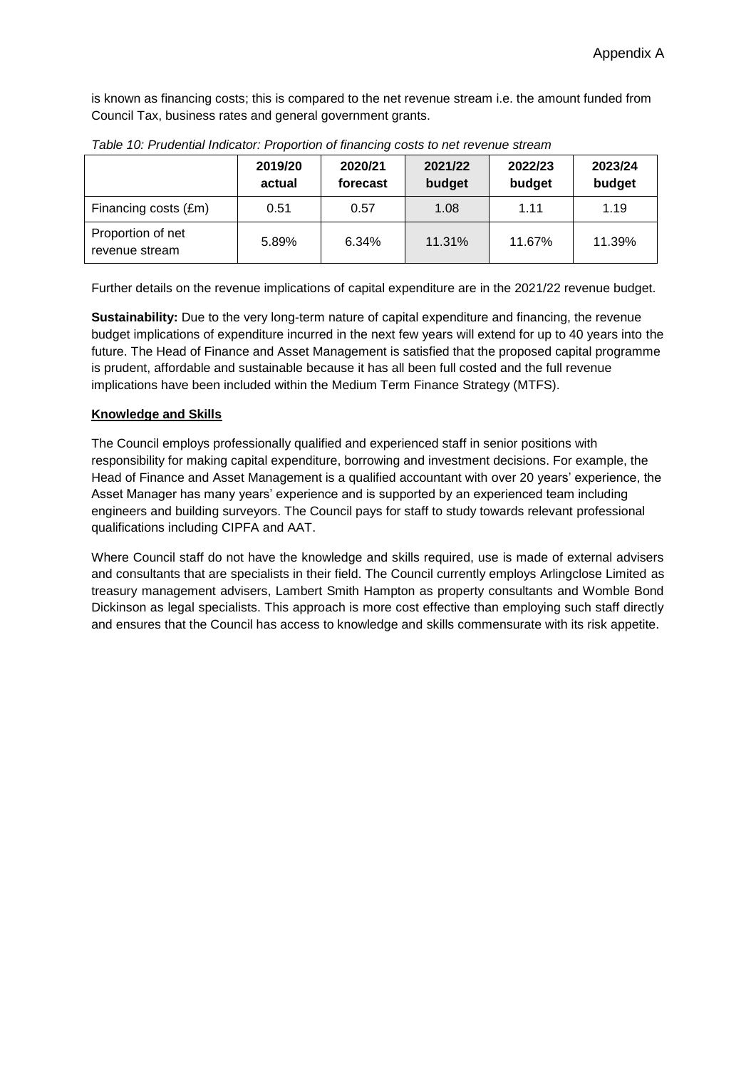is known as financing costs; this is compared to the net revenue stream i.e. the amount funded from Council Tax, business rates and general government grants.

*Table 10: Prudential Indicator: Proportion of financing costs to net revenue stream*

| | 2019/20 actual | 2020/21 forecast | 2021/22 budget | 2022/23 budget | 2023/24 budget |
|---|---|---|---|---|---|
| Financing costs (£m) | 0.51 | 0.57 | 1.08 | 1.11 | 1.19 |
| Proportion of net revenue stream | 5.89% | 6.34% | 11.31% | 11.67% | 11.39% |

Further details on the revenue implications of capital expenditure are in the 2021/22 revenue budget.

**Sustainability:** Due to the very long-term nature of capital expenditure and financing, the revenue budget implications of expenditure incurred in the next few years will extend for up to 40 years into the future. The Head of Finance and Asset Management is satisfied that the proposed capital programme is prudent, affordable and sustainable because it has all been full costed and the full revenue implications have been included within the Medium Term Finance Strategy (MTFS).

**Knowledge and Skills**

The Council employs professionally qualified and experienced staff in senior positions with responsibility for making capital expenditure, borrowing and investment decisions. For example, the Head of Finance and Asset Management is a qualified accountant with over 20 years' experience, the Asset Manager has many years' experience and is supported by an experienced team including engineers and building surveyors. The Council pays for staff to study towards relevant professional qualifications including CIPFA and AAT.

Where Council staff do not have the knowledge and skills required, use is made of external advisers and consultants that are specialists in their field. The Council currently employs Arlingclose Limited as treasury management advisers, Lambert Smith Hampton as property consultants and Womble Bond Dickinson as legal specialists. This approach is more cost effective than employing such staff directly and ensures that the Council has access to knowledge and skills commensurate with its risk appetite.